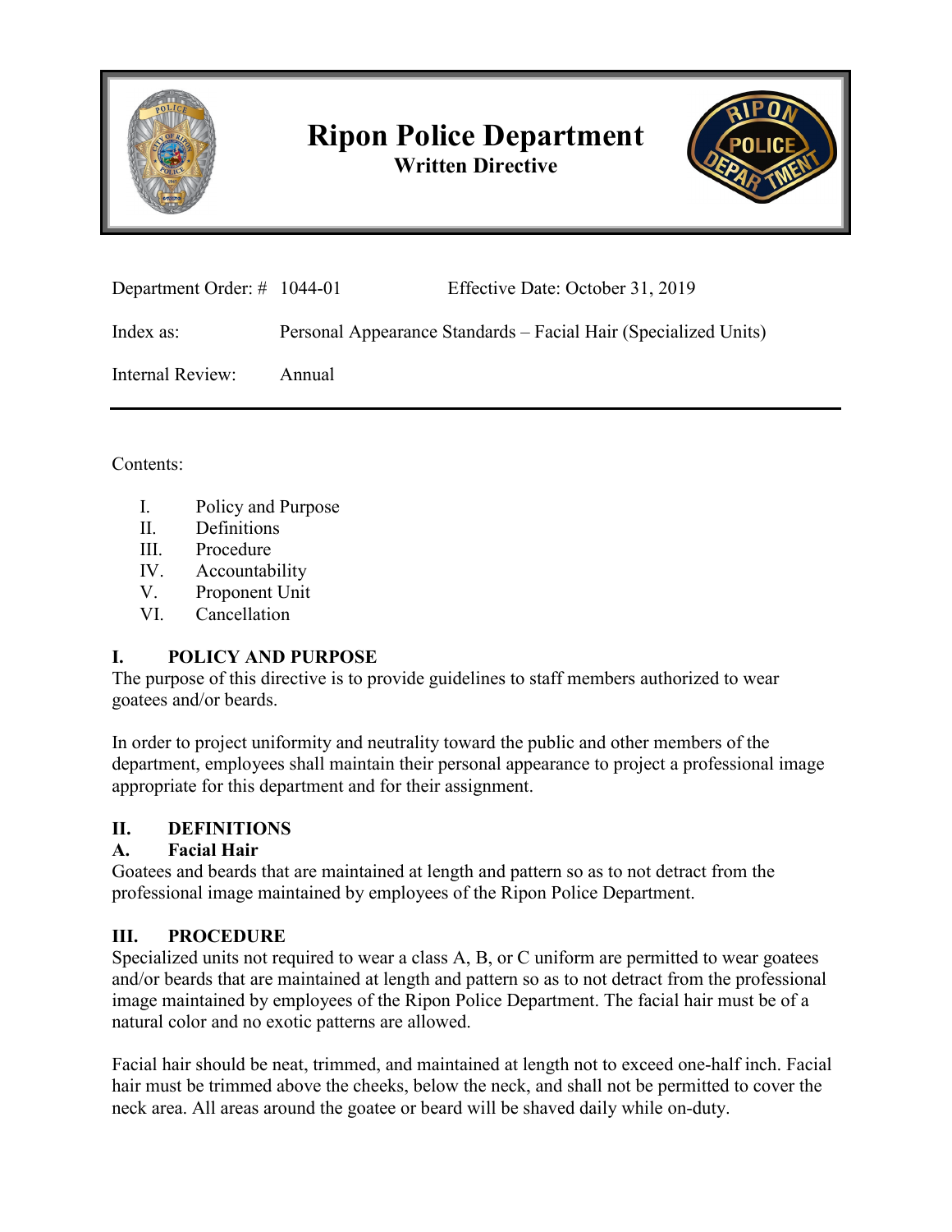# Ripon Police Department

**Written Directive**

Department Order: # 1044-01 Effective Date: October 31, 2019

Index as: Personal Appearance Standards – Facial Hair (Specialized Units)

Internal Review: Annual

---

Contents:

I. Policy and Purpose
II. Definitions
III. Procedure
IV. Accountability
V. Proponent Unit
VI. Cancellation

## I. POLICY AND PURPOSE

The purpose of this directive is to provide guidelines to staff members authorized to wear goatees and/or beards.

In order to project uniformity and neutrality toward the public and other members of the department, employees shall maintain their personal appearance to project a professional image appropriate for this department and for their assignment.

## II. DEFINITIONS

### A. Facial Hair

Goatees and beards that are maintained at length and pattern so as to not detract from the professional image maintained by employees of the Ripon Police Department.

## III. PROCEDURE

Specialized units not required to wear a class A, B, or C uniform are permitted to wear goatees and/or beards that are maintained at length and pattern so as to not detract from the professional image maintained by employees of the Ripon Police Department. The facial hair must be of a natural color and no exotic patterns are allowed.

Facial hair should be neat, trimmed, and maintained at length not to exceed one-half inch. Facial hair must be trimmed above the cheeks, below the neck, and shall not be permitted to cover the neck area. All areas around the goatee or beard will be shaved daily while on-duty.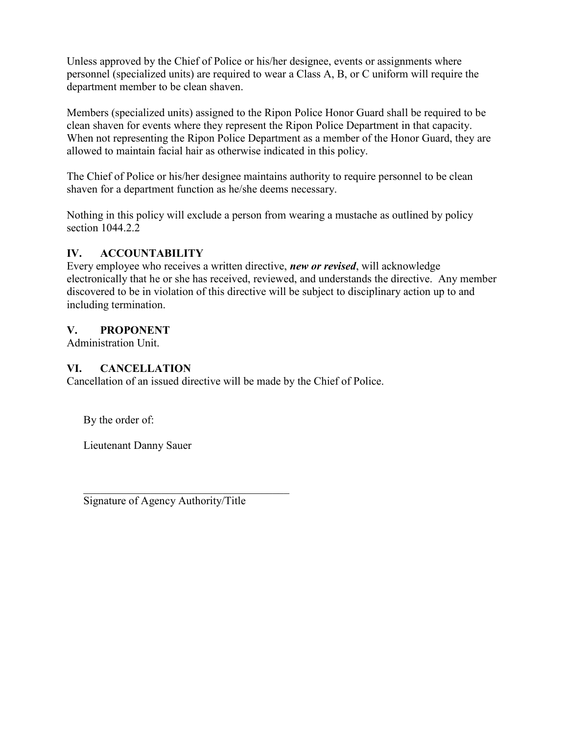Unless approved by the Chief of Police or his/her designee, events or assignments where personnel (specialized units) are required to wear a Class A, B, or C uniform will require the department member to be clean shaven.

Members (specialized units) assigned to the Ripon Police Honor Guard shall be required to be clean shaven for events where they represent the Ripon Police Department in that capacity. When not representing the Ripon Police Department as a member of the Honor Guard, they are allowed to maintain facial hair as otherwise indicated in this policy.

The Chief of Police or his/her designee maintains authority to require personnel to be clean shaven for a department function as he/she deems necessary.

Nothing in this policy will exclude a person from wearing a mustache as outlined by policy section 1044.2.2

## IV. ACCOUNTABILITY

Every employee who receives a written directive, ***new or revised***, will acknowledge electronically that he or she has received, reviewed, and understands the directive. Any member discovered to be in violation of this directive will be subject to disciplinary action up to and including termination.

## V. PROPONENT

Administration Unit.

## VI. CANCELLATION

Cancellation of an issued directive will be made by the Chief of Police.

By the order of:

Lieutenant Danny Sauer

_______________________________________

Signature of Agency Authority/Title